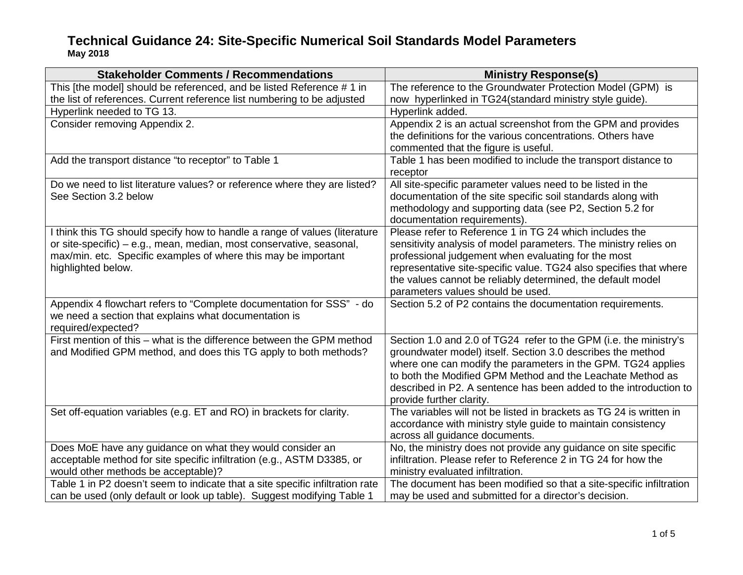# Technical Guidance 24: Site-Specific Numerical Soil Standards Model Parameters

**May 2018**

| Stakeholder Comments / Recommendations | Ministry Response(s) |
|---|---|
| This [the model] should be referenced, and be listed Reference # 1 in the list of references. Current reference list numbering to be adjusted | The reference to the Groundwater Protection Model (GPM) is now hyperlinked in TG24(standard ministry style guide). |
| Hyperlink needed to TG 13. | Hyperlink added. |
| Consider removing Appendix 2. | Appendix 2 is an actual screenshot from the GPM and provides the definitions for the various concentrations. Others have commented that the figure is useful. |
| Add the transport distance "to receptor" to Table 1 | Table 1 has been modified to include the transport distance to receptor |
| Do we need to list literature values? or reference where they are listed? See Section 3.2 below | All site-specific parameter values need to be listed in the documentation of the site specific soil standards along with methodology and supporting data (see P2, Section 5.2 for documentation requirements). |
| I think this TG should specify how to handle a range of values (literature or site-specific) – e.g., mean, median, most conservative, seasonal, max/min. etc. Specific examples of where this may be important highlighted below. | Please refer to Reference 1 in TG 24 which includes the sensitivity analysis of model parameters. The ministry relies on professional judgement when evaluating for the most representative site-specific value. TG24 also specifies that where the values cannot be reliably determined, the default model parameters values should be used. |
| Appendix 4 flowchart refers to "Complete documentation for SSS" - do we need a section that explains what documentation is required/expected? | Section 5.2 of P2 contains the documentation requirements. |
| First mention of this – what is the difference between the GPM method and Modified GPM method, and does this TG apply to both methods? | Section 1.0 and 2.0 of TG24 refer to the GPM (i.e. the ministry's groundwater model) itself. Section 3.0 describes the method where one can modify the parameters in the GPM. TG24 applies to both the Modified GPM Method and the Leachate Method as described in P2. A sentence has been added to the introduction to provide further clarity. |
| Set off-equation variables (e.g. ET and RO) in brackets for clarity. | The variables will not be listed in brackets as TG 24 is written in accordance with ministry style guide to maintain consistency across all guidance documents. |
| Does MoE have any guidance on what they would consider an acceptable method for site specific infiltration (e.g., ASTM D3385, or would other methods be acceptable)? | No, the ministry does not provide any guidance on site specific infiltration. Please refer to Reference 2 in TG 24 for how the ministry evaluated infiltration. |
| Table 1 in P2 doesn't seem to indicate that a site specific infiltration rate can be used (only default or look up table). Suggest modifying Table 1 | The document has been modified so that a site-specific infiltration may be used and submitted for a director's decision. |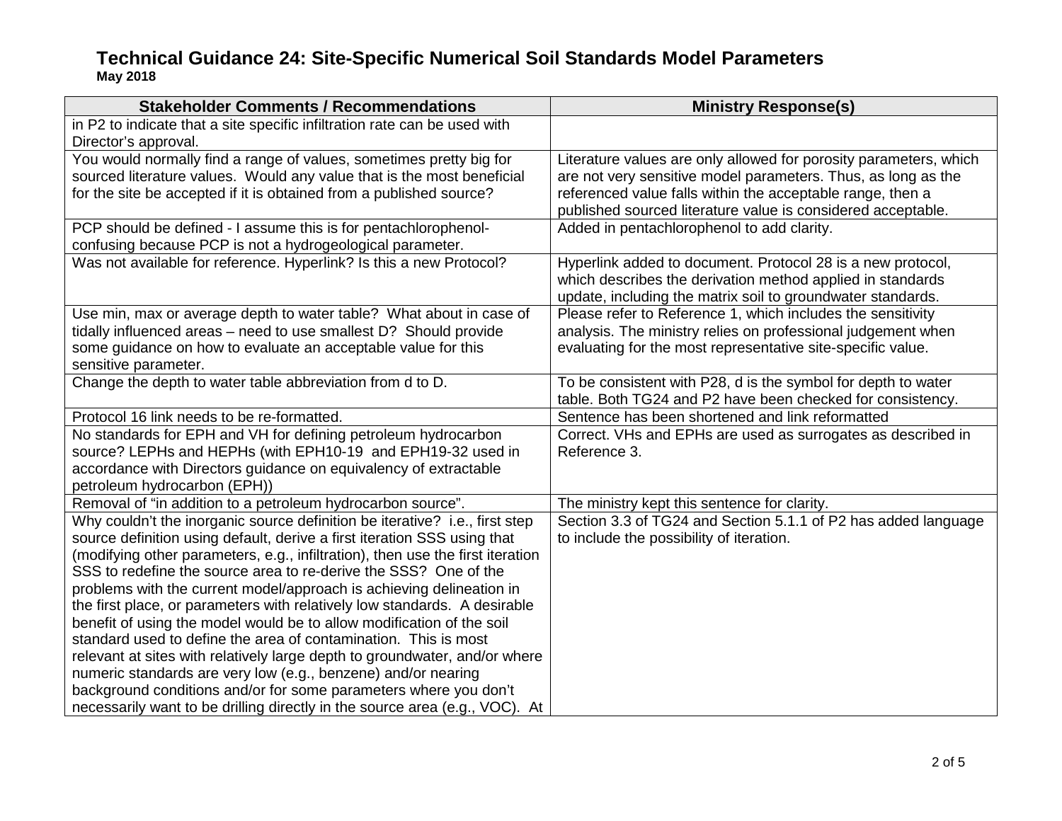# Technical Guidance 24: Site-Specific Numerical Soil Standards Model Parameters

**May 2018**

| Stakeholder Comments / Recommendations | Ministry Response(s) |
|---|---|
| in P2 to indicate that a site specific infiltration rate can be used with Director's approval. | |
| You would normally find a range of values, sometimes pretty big for sourced literature values. Would any value that is the most beneficial for the site be accepted if it is obtained from a published source? | Literature values are only allowed for porosity parameters, which are not very sensitive model parameters. Thus, as long as the referenced value falls within the acceptable range, then a published sourced literature value is considered acceptable. |
| PCP should be defined - I assume this is for pentachlorophenol- confusing because PCP is not a hydrogeological parameter. | Added in pentachlorophenol to add clarity. |
| Was not available for reference. Hyperlink? Is this a new Protocol? | Hyperlink added to document. Protocol 28 is a new protocol, which describes the derivation method applied in standards update, including the matrix soil to groundwater standards. |
| Use min, max or average depth to water table? What about in case of tidally influenced areas – need to use smallest D? Should provide some guidance on how to evaluate an acceptable value for this sensitive parameter. | Please refer to Reference 1, which includes the sensitivity analysis. The ministry relies on professional judgement when evaluating for the most representative site-specific value. |
| Change the depth to water table abbreviation from d to D. | To be consistent with P28, d is the symbol for depth to water table. Both TG24 and P2 have been checked for consistency. |
| Protocol 16 link needs to be re-formatted. | Sentence has been shortened and link reformatted |
| No standards for EPH and VH for defining petroleum hydrocarbon source? LEPHs and HEPHs (with EPH10-19 and EPH19-32 used in accordance with Directors guidance on equivalency of extractable petroleum hydrocarbon (EPH)) | Correct. VHs and EPHs are used as surrogates as described in Reference 3. |
| Removal of "in addition to a petroleum hydrocarbon source". | The ministry kept this sentence for clarity. |
| Why couldn't the inorganic source definition be iterative? i.e., first step source definition using default, derive a first iteration SSS using that (modifying other parameters, e.g., infiltration), then use the first iteration SSS to redefine the source area to re-derive the SSS? One of the problems with the current model/approach is achieving delineation in the first place, or parameters with relatively low standards. A desirable benefit of using the model would be to allow modification of the soil standard used to define the area of contamination. This is most relevant at sites with relatively large depth to groundwater, and/or where numeric standards are very low (e.g., benzene) and/or nearing background conditions and/or for some parameters where you don't necessarily want to be drilling directly in the source area (e.g., VOC). At | Section 3.3 of TG24 and Section 5.1.1 of P2 has added language to include the possibility of iteration. |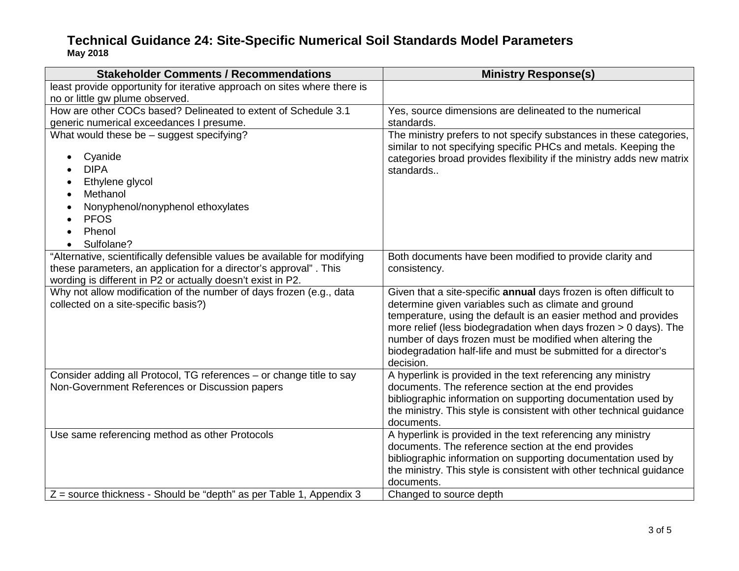# Technical Guidance 24: Site-Specific Numerical Soil Standards Model Parameters

**May 2018**

| Stakeholder Comments / Recommendations | Ministry Response(s) |
|---|---|
| least provide opportunity for iterative approach on sites where there is no or little gw plume observed. | |
| How are other COCs based? Delineated to extent of Schedule 3.1 generic numerical exceedances I presume. | Yes, source dimensions are delineated to the numerical standards. |
| What would these be – suggest specifying?<br><br>• Cyanide<br>• DIPA<br>• Ethylene glycol<br>• Methanol<br>• Nonyphenol/nonyphenol ethoxylates<br>• PFOS<br>• Phenol<br>• Sulfolane? | The ministry prefers to not specify substances in these categories, similar to not specifying specific PHCs and metals. Keeping the categories broad provides flexibility if the ministry adds new matrix standards.. |
| "Alternative, scientifically defensible values be available for modifying these parameters, an application for a director's approval" . This wording is different in P2 or actually doesn't exist in P2. | Both documents have been modified to provide clarity and consistency. |
| Why not allow modification of the number of days frozen (e.g., data collected on a site-specific basis?) | Given that a site-specific **annual** days frozen is often difficult to determine given variables such as climate and ground temperature, using the default is an easier method and provides more relief (less biodegradation when days frozen > 0 days). The number of days frozen must be modified when altering the biodegradation half-life and must be submitted for a director's decision. |
| Consider adding all Protocol, TG references – or change title to say Non-Government References or Discussion papers | A hyperlink is provided in the text referencing any ministry documents. The reference section at the end provides bibliographic information on supporting documentation used by the ministry. This style is consistent with other technical guidance documents. |
| Use same referencing method as other Protocols | A hyperlink is provided in the text referencing any ministry documents. The reference section at the end provides bibliographic information on supporting documentation used by the ministry. This style is consistent with other technical guidance documents. |
| Z = source thickness - Should be "depth" as per Table 1, Appendix 3 | Changed to source depth |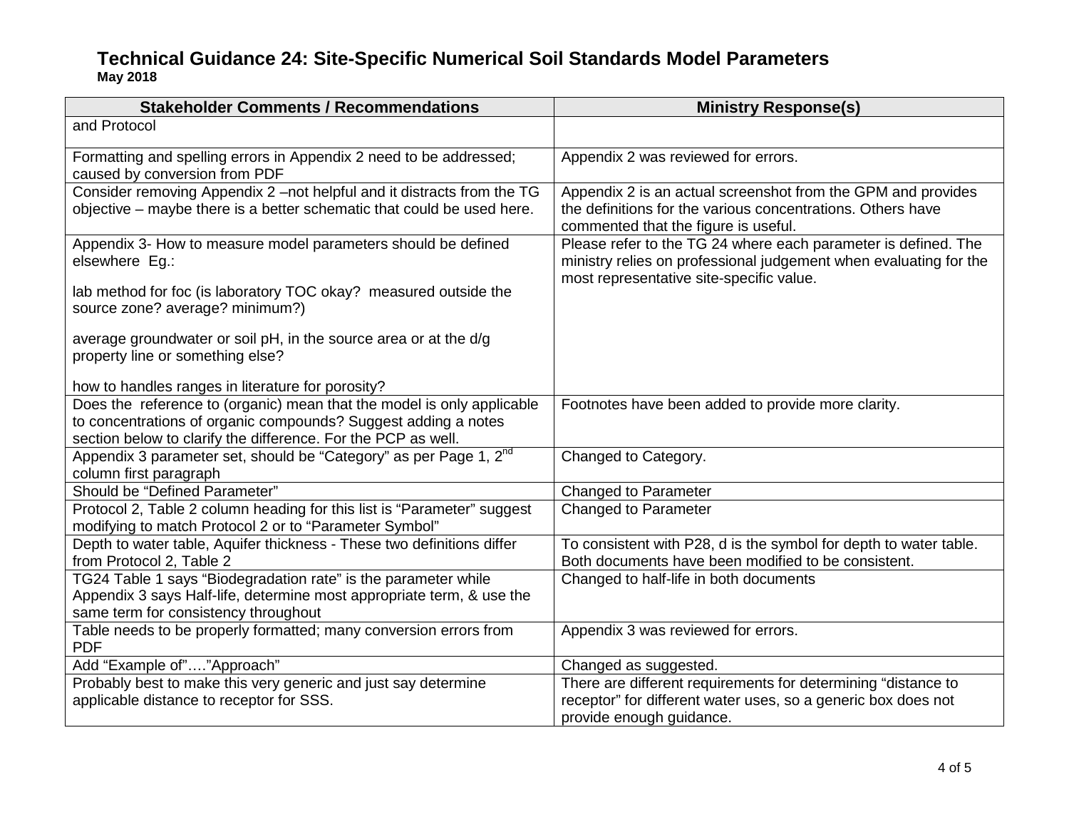# Technical Guidance 24: Site-Specific Numerical Soil Standards Model Parameters

**May 2018**

| Stakeholder Comments / Recommendations | Ministry Response(s) |
|---|---|
| and Protocol | |
| Formatting and spelling errors in Appendix 2 need to be addressed; caused by conversion from PDF | Appendix 2 was reviewed for errors. |
| Consider removing Appendix 2 –not helpful and it distracts from the TG objective – maybe there is a better schematic that could be used here. | Appendix 2 is an actual screenshot from the GPM and provides the definitions for the various concentrations. Others have commented that the figure is useful. |
| Appendix 3- How to measure model parameters should be defined elsewhere Eg.:<br><br>lab method for foc (is laboratory TOC okay? measured outside the source zone? average? minimum?)<br><br>average groundwater or soil pH, in the source area or at the d/g property line or something else?<br><br>how to handles ranges in literature for porosity? | Please refer to the TG 24 where each parameter is defined. The ministry relies on professional judgement when evaluating for the most representative site-specific value. |
| Does the reference to (organic) mean that the model is only applicable to concentrations of organic compounds? Suggest adding a notes section below to clarify the difference. For the PCP as well. | Footnotes have been added to provide more clarity. |
| Appendix 3 parameter set, should be "Category" as per Page 1, 2nd column first paragraph | Changed to Category. |
| Should be "Defined Parameter" | Changed to Parameter |
| Protocol 2, Table 2 column heading for this list is "Parameter" suggest modifying to match Protocol 2 or to "Parameter Symbol" | Changed to Parameter |
| Depth to water table, Aquifer thickness - These two definitions differ from Protocol 2, Table 2 | To consistent with P28, d is the symbol for depth to water table. Both documents have been modified to be consistent. |
| TG24 Table 1 says "Biodegradation rate" is the parameter while Appendix 3 says Half-life, determine most appropriate term, & use the same term for consistency throughout | Changed to half-life in both documents |
| Table needs to be properly formatted; many conversion errors from PDF | Appendix 3 was reviewed for errors. |
| Add "Example of"…."Approach" | Changed as suggested. |
| Probably best to make this very generic and just say determine applicable distance to receptor for SSS. | There are different requirements for determining "distance to receptor" for different water uses, so a generic box does not provide enough guidance. |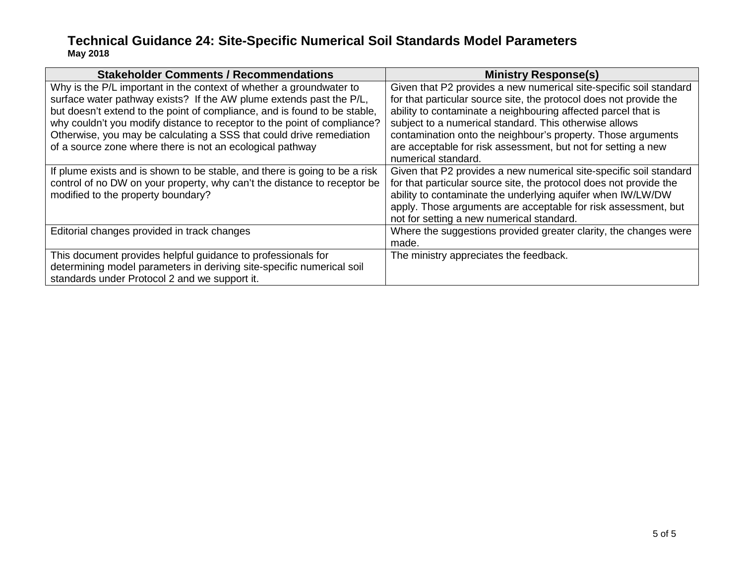# Technical Guidance 24: Site-Specific Numerical Soil Standards Model Parameters

**May 2018**

| Stakeholder Comments / Recommendations | Ministry Response(s) |
|---|---|
| Why is the P/L important in the context of whether a groundwater to surface water pathway exists? If the AW plume extends past the P/L, but doesn't extend to the point of compliance, and is found to be stable, why couldn't you modify distance to receptor to the point of compliance? Otherwise, you may be calculating a SSS that could drive remediation of a source zone where there is not an ecological pathway | Given that P2 provides a new numerical site-specific soil standard for that particular source site, the protocol does not provide the ability to contaminate a neighbouring affected parcel that is subject to a numerical standard. This otherwise allows contamination onto the neighbour's property. Those arguments are acceptable for risk assessment, but not for setting a new numerical standard. |
| If plume exists and is shown to be stable, and there is going to be a risk control of no DW on your property, why can't the distance to receptor be modified to the property boundary? | Given that P2 provides a new numerical site-specific soil standard for that particular source site, the protocol does not provide the ability to contaminate the underlying aquifer when IW/LW/DW apply. Those arguments are acceptable for risk assessment, but not for setting a new numerical standard. |
| Editorial changes provided in track changes | Where the suggestions provided greater clarity, the changes were made. |
| This document provides helpful guidance to professionals for determining model parameters in deriving site-specific numerical soil standards under Protocol 2 and we support it. | The ministry appreciates the feedback. |